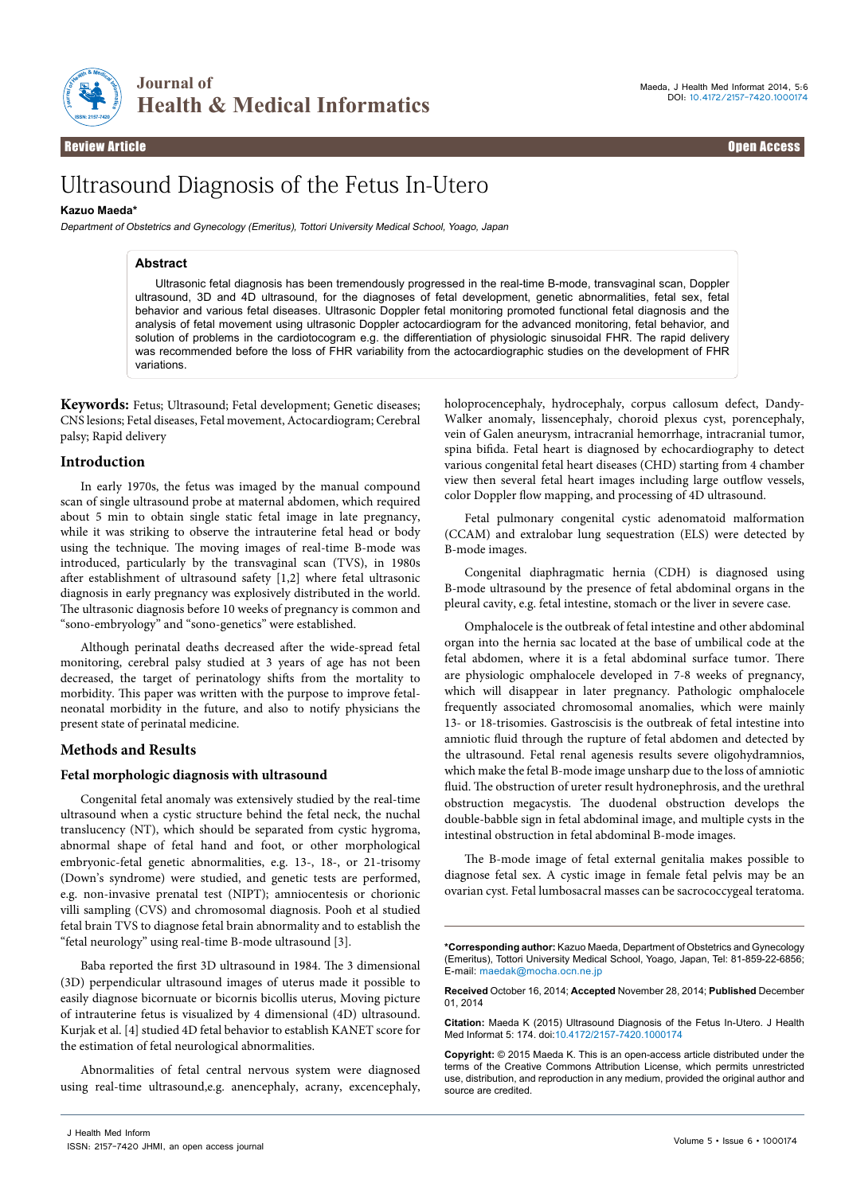Review Article | Open Access

# Ultrasound Diagnosis of the Fetus In-Utero

**Kazuo Maeda***

*Department of Obstetrics and Gynecology (Emeritus), Tottori University Medical School, Yoago, Japan*

## Abstract

Ultrasonic fetal diagnosis has been tremendously progressed in the real-time B-mode, transvaginal scan, Doppler ultrasound, 3D and 4D ultrasound, for the diagnoses of fetal development, genetic abnormalities, fetal sex, fetal behavior and various fetal diseases. Ultrasonic Doppler fetal monitoring promoted functional fetal diagnosis and the analysis of fetal movement using ultrasonic Doppler actocardiogram for the advanced monitoring, fetal behavior, and solution of problems in the cardiotocogram e.g. the differentiation of physiologic sinusoidal FHR. The rapid delivery was recommended before the loss of FHR variability from the actocardiographic studies on the development of FHR variations.

**Keywords:** Fetus; Ultrasound; Fetal development; Genetic diseases; CNS lesions; Fetal diseases, Fetal movement, Actocardiogram; Cerebral palsy; Rapid delivery

## Introduction

In early 1970s, the fetus was imaged by the manual compound scan of single ultrasound probe at maternal abdomen, which required about 5 min to obtain single static fetal image in late pregnancy, while it was striking to observe the intrauterine fetal head or body using the technique. The moving images of real-time B-mode was introduced, particularly by the transvaginal scan (TVS), in 1980s after establishment of ultrasound safety [1,2] where fetal ultrasonic diagnosis in early pregnancy was explosively distributed in the world. The ultrasonic diagnosis before 10 weeks of pregnancy is common and "sono-embryology" and "sono-genetics" were established.

Although perinatal deaths decreased after the wide-spread fetal monitoring, cerebral palsy studied at 3 years of age has not been decreased, the target of perinatology shifts from the mortality to morbidity. This paper was written with the purpose to improve fetal-neonatal morbidity in the future, and also to notify physicians the present state of perinatal medicine.

## Methods and Results

### Fetal morphologic diagnosis with ultrasound

Congenital fetal anomaly was extensively studied by the real-time ultrasound when a cystic structure behind the fetal neck, the nuchal translucency (NT), which should be separated from cystic hygroma, abnormal shape of fetal hand and foot, or other morphological embryonic-fetal genetic abnormalities, e.g. 13-, 18-, or 21-trisomy (Down's syndrome) were studied, and genetic tests are performed, e.g. non-invasive prenatal test (NIPT); amniocentesis or chorionic villi sampling (CVS) and chromosomal diagnosis. Pooh et al studied fetal brain TVS to diagnose fetal brain abnormality and to establish the "fetal neurology" using real-time B-mode ultrasound [3].

Baba reported the first 3D ultrasound in 1984. The 3 dimensional (3D) perpendicular ultrasound images of uterus made it possible to easily diagnose bicornuate or bicornis bicollis uterus, Moving picture of intrauterine fetus is visualized by 4 dimensional (4D) ultrasound. Kurjak et al. [4] studied 4D fetal behavior to establish KANET score for the estimation of fetal neurological abnormalities.

Abnormalities of fetal central nervous system were diagnosed using real-time ultrasound,e.g. anencephaly, acrany, excencephaly, holoprocencephaly, hydrocephaly, corpus callosum defect, Dandy-Walker anomaly, lissencephaly, choroid plexus cyst, porencephaly, vein of Galen aneurysm, intracranial hemorrhage, intracranial tumor, spina bifida. Fetal heart is diagnosed by echocardiography to detect various congenital fetal heart diseases (CHD) starting from 4 chamber view then several fetal heart images including large outflow vessels, color Doppler flow mapping, and processing of 4D ultrasound.

Fetal pulmonary congenital cystic adenomatoid malformation (CCAM) and extralobar lung sequestration (ELS) were detected by B-mode images.

Congenital diaphragmatic hernia (CDH) is diagnosed using B-mode ultrasound by the presence of fetal abdominal organs in the pleural cavity, e.g. fetal intestine, stomach or the liver in severe case.

Omphalocele is the outbreak of fetal intestine and other abdominal organ into the hernia sac located at the base of umbilical code at the fetal abdomen, where it is a fetal abdominal surface tumor. There are physiologic omphalocele developed in 7-8 weeks of pregnancy, which will disappear in later pregnancy. Pathologic omphalocele frequently associated chromosomal anomalies, which were mainly 13- or 18-trisomies. Gastroscisis is the outbreak of fetal intestine into amniotic fluid through the rupture of fetal abdomen and detected by the ultrasound. Fetal renal agenesis results severe oligohydramnios, which make the fetal B-mode image unsharp due to the loss of amniotic fluid. The obstruction of ureter result hydronephrosis, and the urethral obstruction megacystis. The duodenal obstruction develops the double-babble sign in fetal abdominal image, and multiple cysts in the intestinal obstruction in fetal abdominal B-mode images.

The B-mode image of fetal external genitalia makes possible to diagnose fetal sex. A cystic image in female fetal pelvis may be an ovarian cyst. Fetal lumbosacral masses can be sacrococcygeal teratoma.

---

***Corresponding author:** Kazuo Maeda, Department of Obstetrics and Gynecology (Emeritus), Tottori University Medical School, Yoago, Japan, Tel: 81-859-22-6856; E-mail: maedak@mocha.ocn.ne.jp

**Received** October 16, 2014; **Accepted** November 28, 2014; **Published** December 01, 2014

**Citation:** Maeda K (2015) Ultrasound Diagnosis of the Fetus In-Utero. J Health Med Informat 5: 174. doi:10.4172/2157-7420.1000174

**Copyright:** © 2015 Maeda K. This is an open-access article distributed under the terms of the Creative Commons Attribution License, which permits unrestricted use, distribution, and reproduction in any medium, provided the original author and source are credited.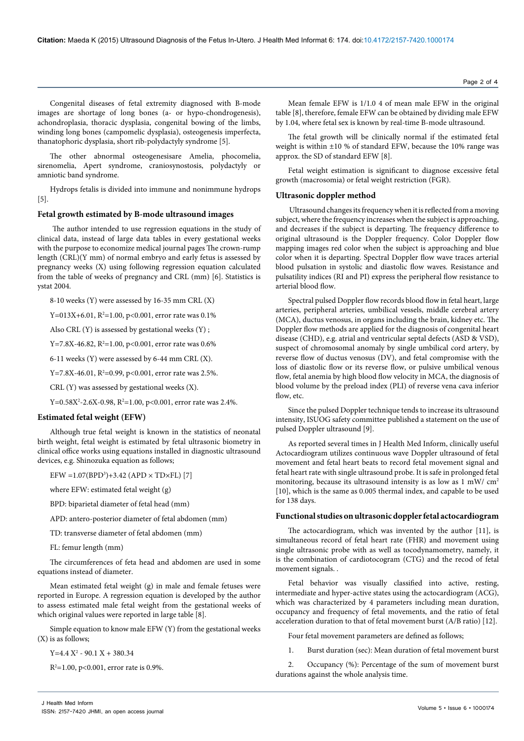Congenital diseases of fetal extremity diagnosed with B-mode images are shortage of long bones (a- or hypo-chondrogenesis), achondroplasia, thoracic dysplasia, congenital bowing of the limbs, winding long bones (campomelic dysplasia), osteogenesis imperfecta, thanatophoric dysplasia, short rib-polydactyly syndrome [5].

The other abnormal osteogenesisare Amelia, phocomelia, sirenomelia, Apert syndrome, craniosynostosis, polydactyly or amniotic band syndrome.

Hydrops fetalis is divided into immune and nonimmune hydrops [5].

## Fetal growth estimated by B-mode ultrasound images

The author intended to use regression equations in the study of clinical data, instead of large data tables in every gestational weeks with the purpose to economize medical journal pages The crown-rump length (CRL)(Y mm) of normal embryo and early fetus is assessed by pregnancy weeks (X) using following regression equation calculated from the table of weeks of pregnancy and CRL (mm) [6]. Statistics is ystat 2004.

8-10 weeks (Y) were assessed by 16-35 mm CRL (X)

$Y=013X+6.01$, $R^2=1.00$, $p<0.001$, error rate was 0.1%

Also CRL (Y) is assessed by gestational weeks (Y) ;

$Y=7.8X-46.82$, $R^2=1.00$, $p<0.001$, error rate was 0.6%

6-11 weeks (Y) were assessed by 6-44 mm CRL (X).

$Y=7.8X-46.01$, $R^2=0.99$, $p<0.001$, error rate was 2.5%.

CRL (Y) was assessed by gestational weeks (X).

$Y=0.58X^2-2.6X-0.98$, $R^2=1.00$, $p<0.001$, error rate was 2.4%.

## Estimated fetal weight (EFW)

Although true fetal weight is known in the statistics of neonatal birth weight, fetal weight is estimated by fetal ultrasonic biometry in clinical office works using equations installed in diagnostic ultrasound devices, e.g. Shinozuka equation as follows;

$EFW = 1.07(BPD^3)+3.42\ (APD \times TD \times FL)$ [7]

where EFW: estimated fetal weight (g)

BPD: biparietal diameter of fetal head (mm)

APD: antero-posterior diameter of fetal abdomen (mm)

TD: transverse diameter of fetal abdomen (mm)

FL: femur length (mm)

The circumferences of feta head and abdomen are used in some equations instead of diameter.

Mean estimated fetal weight (g) in male and female fetuses were reported in Europe. A regression equation is developed by the author to assess estimated male fetal weight from the gestational weeks of which original values were reported in large table [8].

Simple equation to know male EFW (Y) from the gestational weeks (X) is as follows;

$Y=4.4\ X^2 - 90.1\ X + 380.34$

$R^2=1.00$, $p<0.001$, error rate is 0.9%.

Mean female EFW is 1/1.0 4 of mean male EFW in the original table [8], therefore, female EFW can be obtained by dividing male EFW by 1.04, where fetal sex is known by real-time B-mode ultrasound.

The fetal growth will be clinically normal if the estimated fetal weight is within ±10 % of standard EFW, because the 10% range was approx. the SD of standard EFW [8].

Fetal weight estimation is significant to diagnose excessive fetal growth (macrosomia) or fetal weight restriction (FGR).

## Ultrasonic doppler method

Ultrasound changes its frequency when it is reflected from a moving subject, where the frequency increases when the subject is approaching, and decreases if the subject is departing. The frequency difference to original ultrasound is the Doppler frequency. Color Doppler flow mapping images red color when the subject is approaching and blue color when it is departing. Spectral Doppler flow wave traces arterial blood pulsation in systolic and diastolic flow waves. Resistance and pulsatility indices (RI and PI) express the peripheral flow resistance to arterial blood flow.

Spectral pulsed Doppler flow records blood flow in fetal heart, large arteries, peripheral arteries, umbilical vessels, middle cerebral artery (MCA), ductus venosus, in organs including the brain, kidney etc. The Doppler flow methods are applied for the diagnosis of congenital heart disease (CHD), e.g. atrial and ventricular septal defects (ASD & VSD), suspect of chromosomal anomaly by single umbilical cord artery, by reverse flow of ductus venosus (DV), and fetal compromise with the loss of diastolic flow or its reverse flow, or pulsive umbilical venous flow, fetal anemia by high blood flow velocity in MCA, the diagnosis of blood volume by the preload index (PLI) of reverse vena cava inferior flow, etc.

Since the pulsed Doppler technique tends to increase its ultrasound intensity, ISUOG safety committee published a statement on the use of pulsed Doppler ultrasound [9].

As reported several times in J Health Med Inform, clinically useful Actocardiogram utilizes continuous wave Doppler ultrasound of fetal movement and fetal heart beats to record fetal movement signal and fetal heart rate with single ultrasound probe. It is safe in prolonged fetal monitoring, because its ultrasound intensity is as low as 1 mW/ $cm^2$ [10], which is the same as 0.005 thermal index, and capable to be used for 138 days.

## Functional studies on ultrasonic doppler fetal actocardiogram

The actocardiogram, which was invented by the author [11], is simultaneous record of fetal heart rate (FHR) and movement using single ultrasonic probe with as well as tocodynamometry, namely, it is the combination of cardiotocogram (CTG) and the recod of fetal movement signals. .

Fetal behavior was visually classified into active, resting, intermediate and hyper-active states using the actocardiogram (ACG), which was characterized by 4 parameters including mean duration, occupancy and frequency of fetal movements, and the ratio of fetal acceleration duration to that of fetal movement burst (A/B ratio) [12].

Four fetal movement parameters are defined as follows;

1. Burst duration (sec): Mean duration of fetal movement burst

2. Occupancy (%): Percentage of the sum of movement burst durations against the whole analysis time.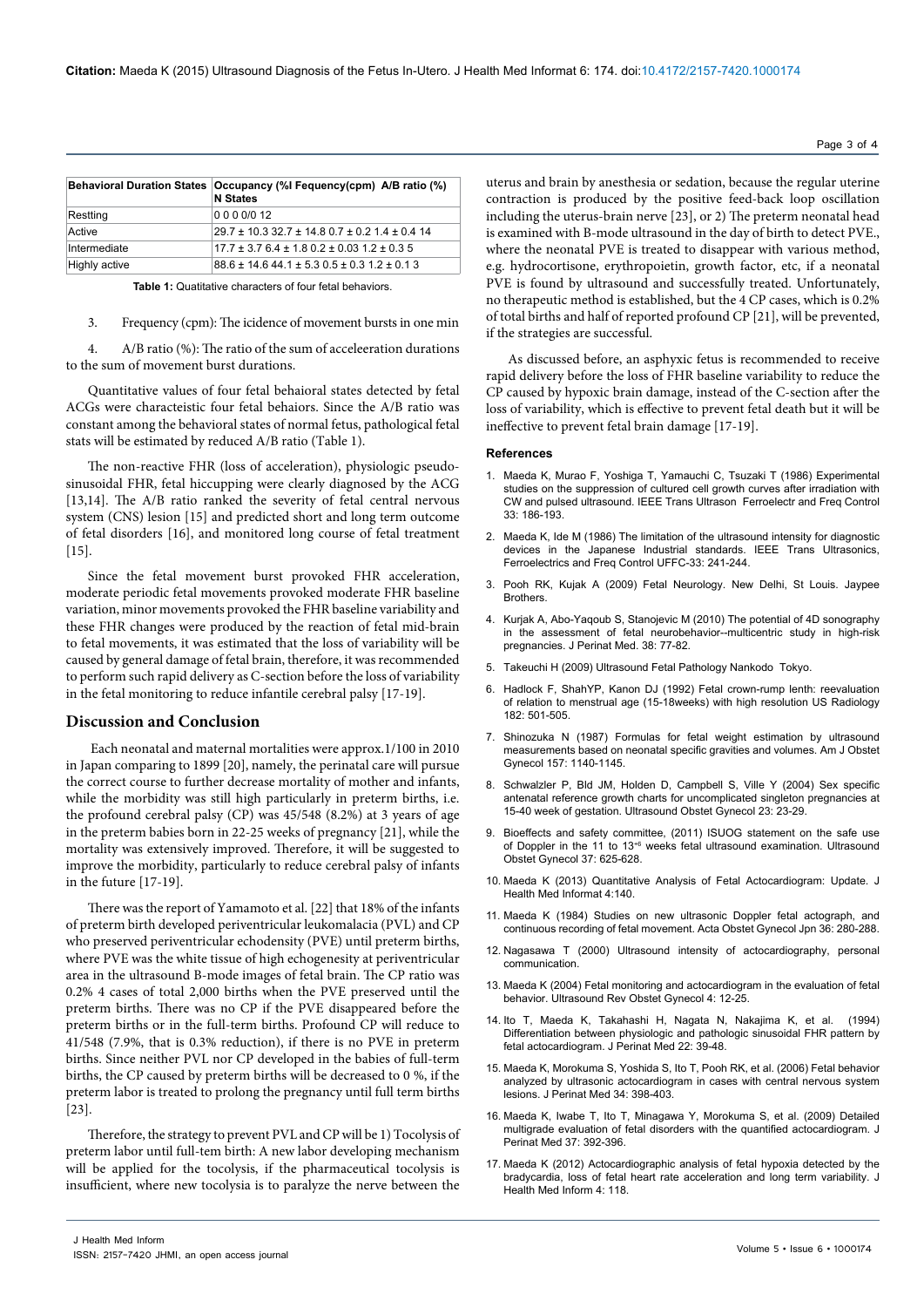| Behavioral Duration States | Occupancy (%I Frequency(cpm) A/B ratio (%) N States |
|---|---|
| Restting | 0 0 0 0/0 12 |
| Active | 29.7 ± 10.3 32.7 ± 14.8 0.7 ± 0.2 1.4 ± 0.4 14 |
| Intermediate | 17.7 ± 3.7 6.4 ± 1.8 0.2 ± 0.03 1.2 ± 0.3 5 |
| Highly active | 88.6 ± 14.6 44.1 ± 5.3 0.5 ± 0.3 1.2 ± 0.1 3 |

**Table 1:** Quatitative characters of four fetal behaviors.

3. Frequency (cpm): The icidence of movement bursts in one min

4. A/B ratio (%): The ratio of the sum of acceleeration durations to the sum of movement burst durations.

Quantitative values of four fetal behaioral states detected by fetal ACGs were characteistic four fetal behaiors. Since the A/B ratio was constant among the behavioral states of normal fetus, pathological fetal stats will be estimated by reduced A/B ratio (Table 1).

The non-reactive FHR (loss of acceleration), physiologic pseudo-sinusoidal FHR, fetal hiccupping were clearly diagnosed by the ACG [13,14]. The A/B ratio ranked the severity of fetal central nervous system (CNS) lesion [15] and predicted short and long term outcome of fetal disorders [16], and monitored long course of fetal treatment [15].

Since the fetal movement burst provoked FHR acceleration, moderate periodic fetal movements provoked moderate FHR baseline variation, minor movements provoked the FHR baseline variability and these FHR changes were produced by the reaction of fetal mid-brain to fetal movements, it was estimated that the loss of variability will be caused by general damage of fetal brain, therefore, it was recommended to perform such rapid delivery as C-section before the loss of variability in the fetal monitoring to reduce infantile cerebral palsy [17-19].

## Discussion and Conclusion

Each neonatal and maternal mortalities were approx.1/100 in 2010 in Japan comparing to 1899 [20], namely, the perinatal care will pursue the correct course to further decrease mortality of mother and infants, while the morbidity was still high particularly in preterm births, i.e. the profound cerebral palsy (CP) was 45/548 (8.2%) at 3 years of age in the preterm babies born in 22-25 weeks of pregnancy [21], while the mortality was extensively improved. Therefore, it will be suggested to improve the morbidity, particularly to reduce cerebral palsy of infants in the future [17-19].

There was the report of Yamamoto et al. [22] that 18% of the infants of preterm birth developed periventricular leukomalacia (PVL) and CP who preserved periventricular echodensity (PVE) until preterm births, where PVE was the white tissue of high echogenesity at periventricular area in the ultrasound B-mode images of fetal brain. The CP ratio was 0.2% 4 cases of total 2,000 births when the PVE preserved until the preterm births. There was no CP if the PVE disappeared before the preterm births or in the full-term births. Profound CP will reduce to 41/548 (7.9%, that is 0.3% reduction), if there is no PVE in preterm births. Since neither PVL nor CP developed in the babies of full-term births, the CP caused by preterm births will be decreased to 0 %, if the preterm labor is treated to prolong the pregnancy until full term births [23].

Therefore, the strategy to prevent PVL and CP will be 1) Tocolysis of preterm labor until full-tem birth: A new labor developing mechanism will be applied for the tocolysis, if the pharmaceutical tocolysis is insufficient, where new tocolysia is to paralyze the nerve between the uterus and brain by anesthesia or sedation, because the regular uterine contraction is produced by the positive feed-back loop oscillation including the uterus-brain nerve [23], or 2) The preterm neonatal head is examined with B-mode ultrasound in the day of birth to detect PVE., where the neonatal PVE is treated to disappear with various method, e.g. hydrocortisone, erythropoietin, growth factor, etc, if a neonatal PVE is found by ultrasound and successfully treated. Unfortunately, no therapeutic method is established, but the 4 CP cases, which is 0.2% of total births and half of reported profound CP [21], will be prevented, if the strategies are successful.

As discussed before, an asphyxic fetus is recommended to receive rapid delivery before the loss of FHR baseline variability to reduce the CP caused by hypoxic brain damage, instead of the C-section after the loss of variability, which is effective to prevent fetal death but it will be ineffective to prevent fetal brain damage [17-19].

### References

1. Maeda K, Murao F, Yoshiga T, Yamauchi C, Tsuzaki T (1986) Experimental studies on the suppression of cultured cell growth curves after irradiation with CW and pulsed ultrasound. IEEE Trans Ultrason Ferroelectr and Freq Control 33: 186-193.
2. Maeda K, Ide M (1986) The limitation of the ultrasound intensity for diagnostic devices in the Japanese Industrial standards. IEEE Trans Ultrasonics, Ferroelectrics and Freq Control UFFC-33: 241-244.
3. Pooh RK, Kujak A (2009) Fetal Neurology. New Delhi, St Louis. Jaypee Brothers.
4. Kurjak A, Abo-Yaqoub S, Stanojevic M (2010) The potential of 4D sonography in the assessment of fetal neurobehavior--multicentric study in high-risk pregnancies. J Perinat Med. 38: 77-82.
5. Takeuchi H (2009) Ultrasound Fetal Pathology Nankodo Tokyo.
6. Hadlock F, ShahYP, Kanon DJ (1992) Fetal crown-rump lenth: reevaluation of relation to menstrual age (15-18weeks) with high resolution US Radiology 182: 501-505.
7. Shinozuka N (1987) Formulas for fetal weight estimation by ultrasound measurements based on neonatal specific gravities and volumes. Am J Obstet Gynecol 157: 1140-1145.
8. Schwalzler P, Bld JM, Holden D, Campbell S, Ville Y (2004) Sex specific antenatal reference growth charts for uncomplicated singleton pregnancies at 15-40 week of gestation. Ultrasound Obstet Gynecol 23: 23-29.
9. Bioeffects and safety committee, (2011) ISUOG statement on the safe use of Doppler in the 11 to 13+6 weeks fetal ultrasound examination. Ultrasound Obstet Gynecol 37: 625-628.
10. Maeda K (2013) Quantitative Analysis of Fetal Actocardiogram: Update. J Health Med Informat 4:140.
11. Maeda K (1984) Studies on new ultrasonic Doppler fetal actograph, and continuous recording of fetal movement. Acta Obstet Gynecol Jpn 36: 280-288.
12. Nagasawa T (2000) Ultrasound intensity of actocardiography, personal communication.
13. Maeda K (2004) Fetal monitoring and actocardiogram in the evaluation of fetal behavior. Ultrasound Rev Obstet Gynecol 4: 12-25.
14. Ito T, Maeda K, Takahashi H, Nagata N, Nakajima K, et al. (1994) Differentiation between physiologic and pathologic sinusoidal FHR pattern by fetal actocardiogram. J Perinat Med 22: 39-48.
15. Maeda K, Morokuma S, Yoshida S, Ito T, Pooh RK, et al. (2006) Fetal behavior analyzed by ultrasonic actocardiogram in cases with central nervous system lesions. J Perinat Med 34: 398-403.
16. Maeda K, Iwabe T, Ito T, Minagawa Y, Morokuma S, et al. (2009) Detailed multigrade evaluation of fetal disorders with the quantified actocardiogram. J Perinat Med 37: 392-396.
17. Maeda K (2012) Actocardiographic analysis of fetal hypoxia detected by the bradycardia, loss of fetal heart rate acceleration and long term variability. J Health Med Inform 4: 118.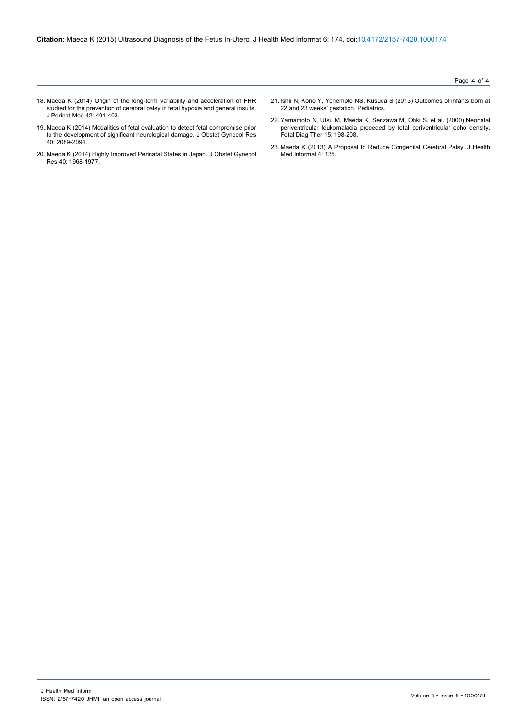18. Maeda K (2014) Origin of the long-term variability and acceleration of FHR studied for the prevention of cerebral palsy in fetal hypoxia and general insults. J Perinat Med 42: 401-403.

19. Maeda K (2014) Modalities of fetal evaluation to detect fetal compromise prior to the development of significant neurological damage. J Obstet Gynecol Res 40: 2089-2094.

20. Maeda K (2014) Highly Improved Perinatal States in Japan. J Obstet Gynecol Res 40: 1968-1977.

21. Ishii N, Kono Y, Yonemoto NS, Kusuda S (2013) Outcomes of infants born at 22 and 23 weeks' gestation. Pediatrics.

22. Yamamoto N, Utsu M, Maeda K, Serizawa M, Ohki S, et al. (2000) Neonatal periventricular leukomalacia preceded by fetal periventricular echo density. Fetal Diag Ther 15: 198-208.

23. Maeda K (2013) A Proposal to Reduce Congenital Cerebral Palsy. J Health Med Informat 4: 135.